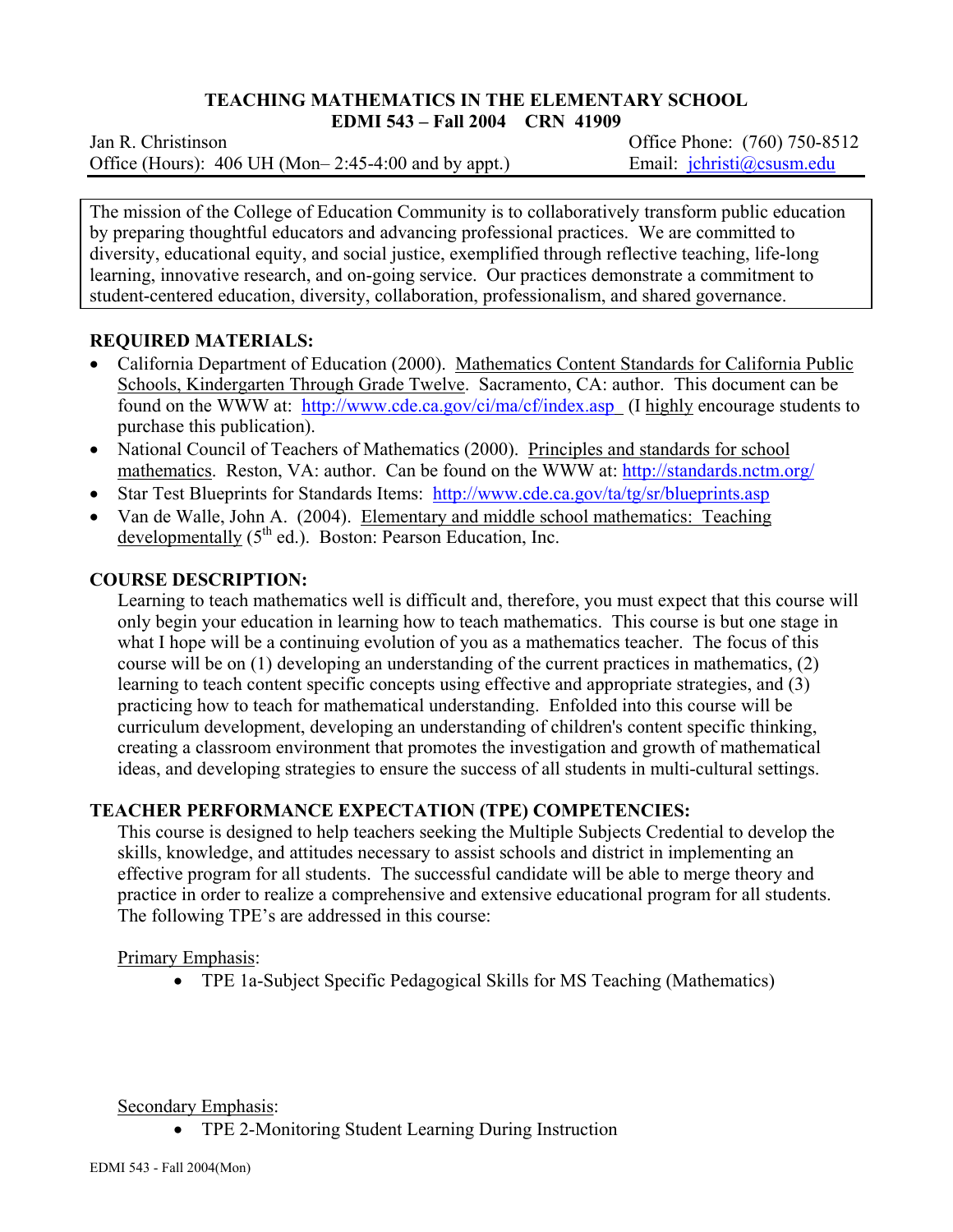# TEACHING MATHEMATICS IN THE ELEMENTARY SCHOOL

## EDMI 543 – Fall 2004 CRN 41909

Jan R. Christinson
Office (Hours): 406 UH (Mon– 2:45-4:00 and by appt.)

Office Phone: (760) 750-8512
Email: jchristi@csusm.edu

The mission of the College of Education Community is to collaboratively transform public education by preparing thoughtful educators and advancing professional practices. We are committed to diversity, educational equity, and social justice, exemplified through reflective teaching, life-long learning, innovative research, and on-going service. Our practices demonstrate a commitment to student-centered education, diversity, collaboration, professionalism, and shared governance.

## REQUIRED MATERIALS:

- California Department of Education (2000). Mathematics Content Standards for California Public Schools, Kindergarten Through Grade Twelve. Sacramento, CA: author. This document can be found on the WWW at: http://www.cde.ca.gov/ci/ma/cf/index.asp (I highly encourage students to purchase this publication).
- National Council of Teachers of Mathematics (2000). Principles and standards for school mathematics. Reston, VA: author. Can be found on the WWW at: http://standards.nctm.org/
- Star Test Blueprints for Standards Items: http://www.cde.ca.gov/ta/tg/sr/blueprints.asp
- Van de Walle, John A. (2004). Elementary and middle school mathematics: Teaching developmentally (5th ed.). Boston: Pearson Education, Inc.

## COURSE DESCRIPTION:

Learning to teach mathematics well is difficult and, therefore, you must expect that this course will only begin your education in learning how to teach mathematics. This course is but one stage in what I hope will be a continuing evolution of you as a mathematics teacher. The focus of this course will be on (1) developing an understanding of the current practices in mathematics, (2) learning to teach content specific concepts using effective and appropriate strategies, and (3) practicing how to teach for mathematical understanding. Enfolded into this course will be curriculum development, developing an understanding of children's content specific thinking, creating a classroom environment that promotes the investigation and growth of mathematical ideas, and developing strategies to ensure the success of all students in multi-cultural settings.

## TEACHER PERFORMANCE EXPECTATION (TPE) COMPETENCIES:

This course is designed to help teachers seeking the Multiple Subjects Credential to develop the skills, knowledge, and attitudes necessary to assist schools and district in implementing an effective program for all students. The successful candidate will be able to merge theory and practice in order to realize a comprehensive and extensive educational program for all students. The following TPE's are addressed in this course:

Primary Emphasis:

- TPE 1a-Subject Specific Pedagogical Skills for MS Teaching (Mathematics)

Secondary Emphasis:

- TPE 2-Monitoring Student Learning During Instruction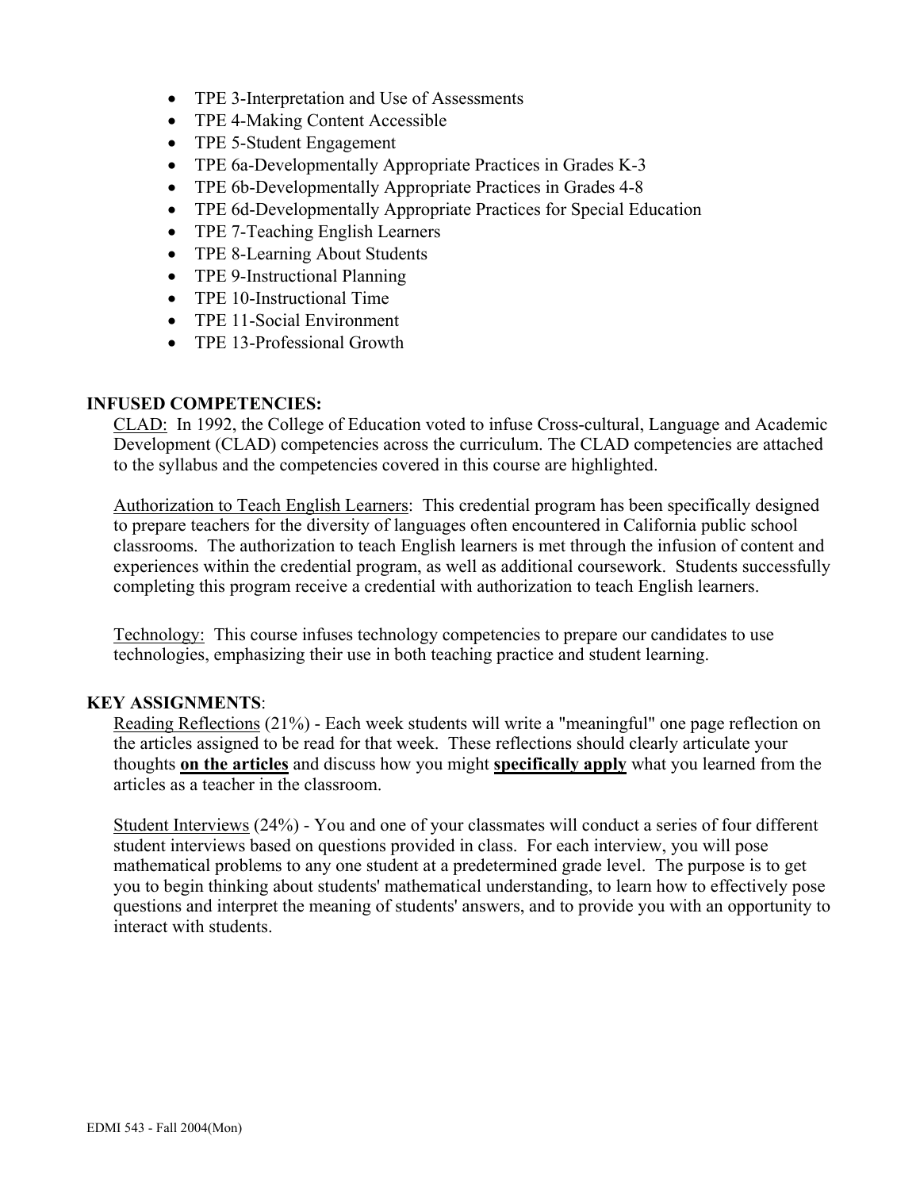- TPE 3-Interpretation and Use of Assessments
- TPE 4-Making Content Accessible
- TPE 5-Student Engagement
- TPE 6a-Developmentally Appropriate Practices in Grades K-3
- TPE 6b-Developmentally Appropriate Practices in Grades 4-8
- TPE 6d-Developmentally Appropriate Practices for Special Education
- TPE 7-Teaching English Learners
- TPE 8-Learning About Students
- TPE 9-Instructional Planning
- TPE 10-Instructional Time
- TPE 11-Social Environment
- TPE 13-Professional Growth

**INFUSED COMPETENCIES:**

CLAD: In 1992, the College of Education voted to infuse Cross-cultural, Language and Academic Development (CLAD) competencies across the curriculum. The CLAD competencies are attached to the syllabus and the competencies covered in this course are highlighted.

Authorization to Teach English Learners: This credential program has been specifically designed to prepare teachers for the diversity of languages often encountered in California public school classrooms. The authorization to teach English learners is met through the infusion of content and experiences within the credential program, as well as additional coursework. Students successfully completing this program receive a credential with authorization to teach English learners.

Technology: This course infuses technology competencies to prepare our candidates to use technologies, emphasizing their use in both teaching practice and student learning.

**KEY ASSIGNMENTS**:

Reading Reflections (21%) - Each week students will write a "meaningful" one page reflection on the articles assigned to be read for that week. These reflections should clearly articulate your thoughts **on the articles** and discuss how you might **specifically apply** what you learned from the articles as a teacher in the classroom.

Student Interviews (24%) - You and one of your classmates will conduct a series of four different student interviews based on questions provided in class. For each interview, you will pose mathematical problems to any one student at a predetermined grade level. The purpose is to get you to begin thinking about students' mathematical understanding, to learn how to effectively pose questions and interpret the meaning of students' answers, and to provide you with an opportunity to interact with students.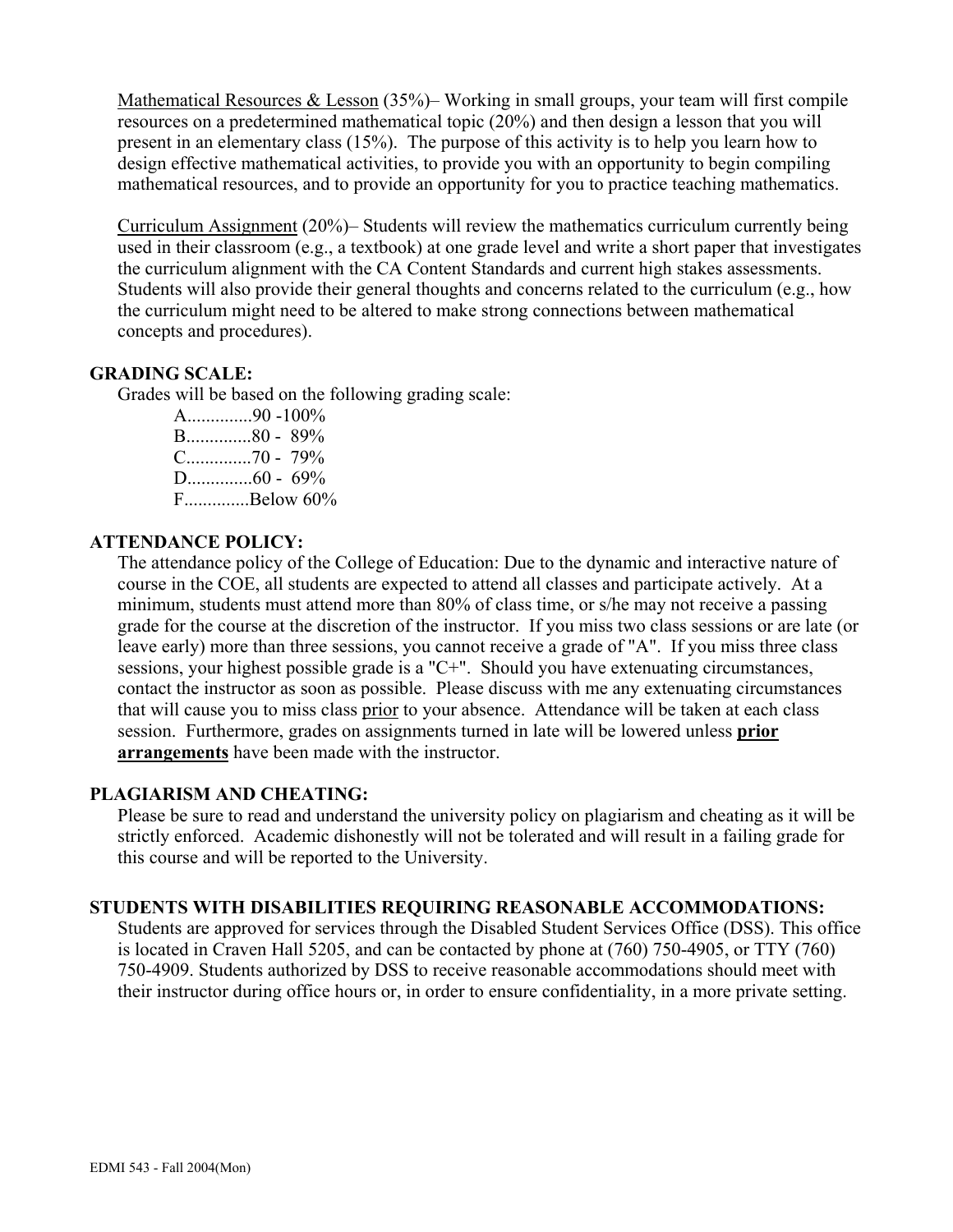<u>Mathematical Resources & Lesson</u> (35%)– Working in small groups, your team will first compile resources on a predetermined mathematical topic (20%) and then design a lesson that you will present in an elementary class (15%). The purpose of this activity is to help you learn how to design effective mathematical activities, to provide you with an opportunity to begin compiling mathematical resources, and to provide an opportunity for you to practice teaching mathematics.

<u>Curriculum Assignment</u> (20%)– Students will review the mathematics curriculum currently being used in their classroom (e.g., a textbook) at one grade level and write a short paper that investigates the curriculum alignment with the CA Content Standards and current high stakes assessments. Students will also provide their general thoughts and concerns related to the curriculum (e.g., how the curriculum might need to be altered to make strong connections between mathematical concepts and procedures).

**GRADING SCALE:**

Grades will be based on the following grading scale:

A..............90 -100%
B..............80 - 89%
C..............70 - 79%
D..............60 - 69%
F..............Below 60%

**ATTENDANCE POLICY:**

The attendance policy of the College of Education: Due to the dynamic and interactive nature of course in the COE, all students are expected to attend all classes and participate actively. At a minimum, students must attend more than 80% of class time, or s/he may not receive a passing grade for the course at the discretion of the instructor. If you miss two class sessions or are late (or leave early) more than three sessions, you cannot receive a grade of "A". If you miss three class sessions, your highest possible grade is a "C+". Should you have extenuating circumstances, contact the instructor as soon as possible. Please discuss with me any extenuating circumstances that will cause you to miss class <u>prior</u> to your absence. Attendance will be taken at each class session. Furthermore, grades on assignments turned in late will be lowered unless **<u>prior arrangements</u>** have been made with the instructor.

**PLAGIARISM AND CHEATING:**

Please be sure to read and understand the university policy on plagiarism and cheating as it will be strictly enforced. Academic dishonestly will not be tolerated and will result in a failing grade for this course and will be reported to the University.

**STUDENTS WITH DISABILITIES REQUIRING REASONABLE ACCOMMODATIONS:**

Students are approved for services through the Disabled Student Services Office (DSS). This office is located in Craven Hall 5205, and can be contacted by phone at (760) 750-4905, or TTY (760) 750-4909. Students authorized by DSS to receive reasonable accommodations should meet with their instructor during office hours or, in order to ensure confidentiality, in a more private setting.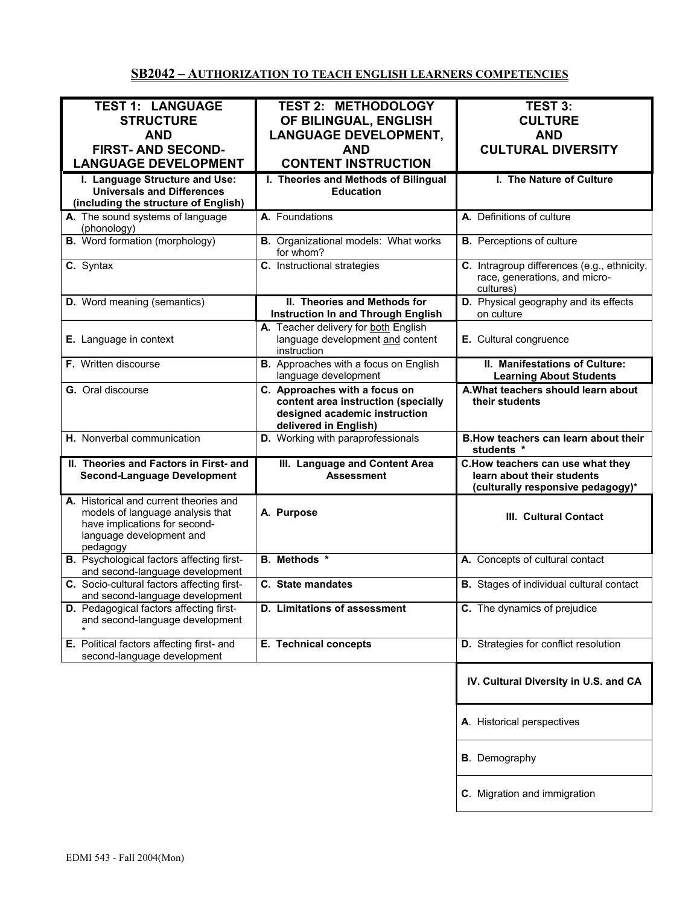## SB2042 – AUTHORIZATION TO TEACH ENGLISH LEARNERS COMPETENCIES

| TEST 1: LANGUAGE STRUCTURE AND FIRST- AND SECOND-LANGUAGE DEVELOPMENT | TEST 2: METHODOLOGY OF BILINGUAL, ENGLISH LANGUAGE DEVELOPMENT, AND CONTENT INSTRUCTION | TEST 3: CULTURE AND CULTURAL DIVERSITY |
|---|---|---|
| **I. Language Structure and Use: Universals and Differences (including the structure of English)** | **I. Theories and Methods of Bilingual Education** | **I. The Nature of Culture** |
| **A.** The sound systems of language (phonology) | **A.** Foundations | **A.** Definitions of culture |
| **B.** Word formation (morphology) | **B.** Organizational models: What works for whom? | **B.** Perceptions of culture |
| **C.** Syntax | **C.** Instructional strategies | **C.** Intragroup differences (e.g., ethnicity, race, generations, and micro-cultures) |
| **D.** Word meaning (semantics) | **II. Theories and Methods for Instruction In and Through English** | **D.** Physical geography and its effects on culture |
| **E.** Language in context | **A.** Teacher delivery for both English language development and content instruction | **E.** Cultural congruence |
| **F.** Written discourse | **B.** Approaches with a focus on English language development | **II. Manifestations of Culture: Learning About Students** |
| **G.** Oral discourse | **C. Approaches with a focus on content area instruction (specially designed academic instruction delivered in English)** | **A.What teachers should learn about their students** |
| **H.** Nonverbal communication | **D.** Working with paraprofessionals | **B.How teachers can learn about their students \*** |
| **II. Theories and Factors in First- and Second-Language Development** | **III. Language and Content Area Assessment** | **C.How teachers can use what they learn about their students (culturally responsive pedagogy)\*** |
| **A.** Historical and current theories and models of language analysis that have implications for second-language development and pedagogy | **A. Purpose** | **III. Cultural Contact** |
| **B.** Psychological factors affecting first- and second-language development | **B. Methods \*** | **A.** Concepts of cultural contact |
| **C.** Socio-cultural factors affecting first- and second-language development | **C. State mandates** | **B.** Stages of individual cultural contact |
| **D.** Pedagogical factors affecting first- and second-language development \* | **D. Limitations of assessment** | **C.** The dynamics of prejudice |
| **E.** Political factors affecting first- and second-language development | **E. Technical concepts** | **D.** Strategies for conflict resolution |
| | | **IV. Cultural Diversity in U.S. and CA** |
| | | **A**. Historical perspectives |
| | | **B**. Demography |
| | | **C**. Migration and immigration |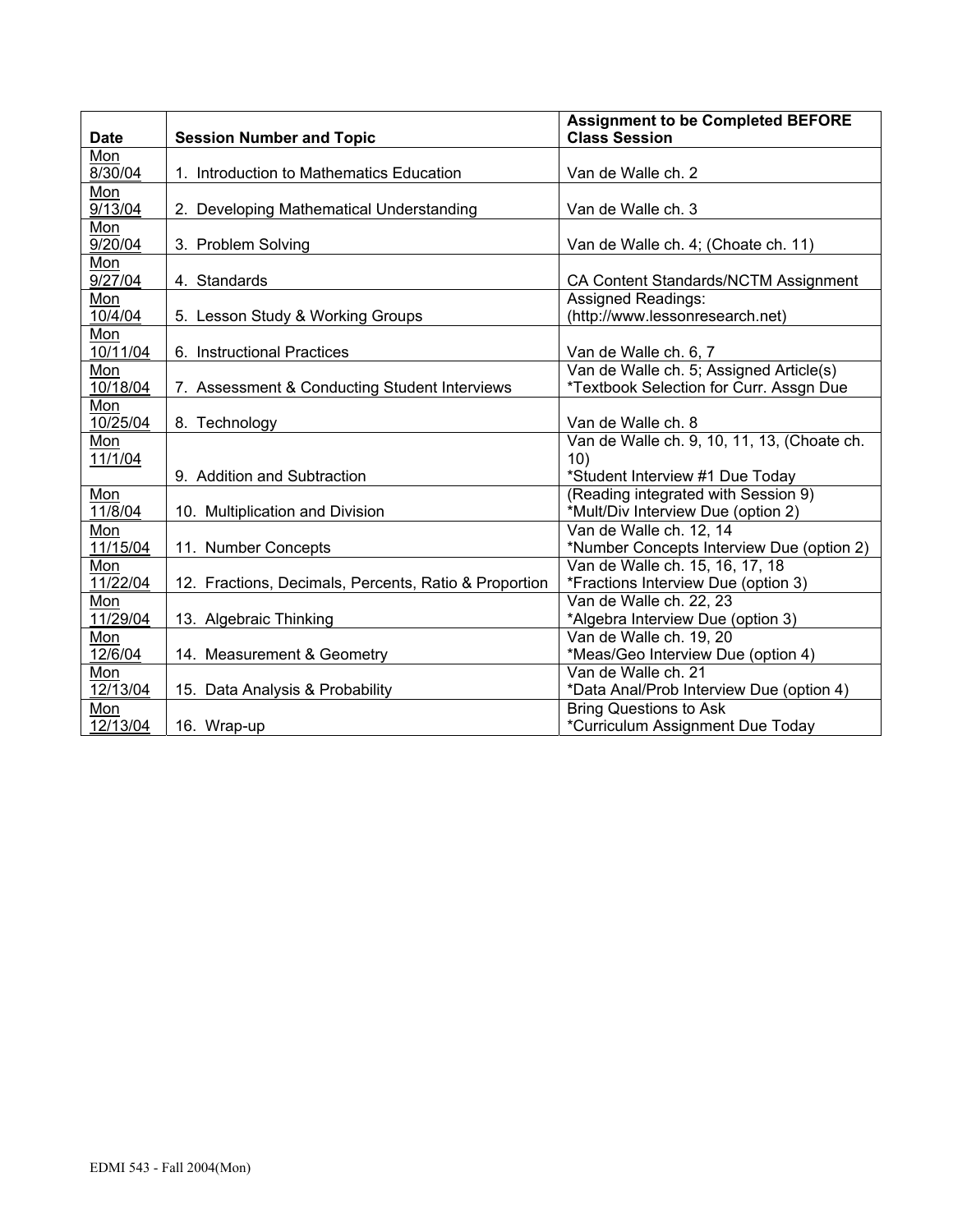| Date | Session Number and Topic | Assignment to be Completed BEFORE Class Session |
|---|---|---|
| Mon 8/30/04 | 1. Introduction to Mathematics Education | Van de Walle ch. 2 |
| Mon 9/13/04 | 2. Developing Mathematical Understanding | Van de Walle ch. 3 |
| Mon 9/20/04 | 3. Problem Solving | Van de Walle ch. 4; (Choate ch. 11) |
| Mon 9/27/04 | 4. Standards | CA Content Standards/NCTM Assignment |
| Mon 10/4/04 | 5. Lesson Study & Working Groups | Assigned Readings: (http://www.lessonresearch.net) |
| Mon 10/11/04 | 6. Instructional Practices | Van de Walle ch. 6, 7 |
| Mon 10/18/04 | 7. Assessment & Conducting Student Interviews | Van de Walle ch. 5; Assigned Article(s) *Textbook Selection for Curr. Assgn Due |
| Mon 10/25/04 | 8. Technology | Van de Walle ch. 8 |
| Mon 11/1/04 | 9. Addition and Subtraction | Van de Walle ch. 9, 10, 11, 13, (Choate ch. 10) *Student Interview #1 Due Today |
| Mon 11/8/04 | 10. Multiplication and Division | (Reading integrated with Session 9) *Mult/Div Interview Due (option 2) |
| Mon 11/15/04 | 11. Number Concepts | Van de Walle ch. 12, 14 *Number Concepts Interview Due (option 2) |
| Mon 11/22/04 | 12. Fractions, Decimals, Percents, Ratio & Proportion | Van de Walle ch. 15, 16, 17, 18 *Fractions Interview Due (option 3) |
| Mon 11/29/04 | 13. Algebraic Thinking | Van de Walle ch. 22, 23 *Algebra Interview Due (option 3) |
| Mon 12/6/04 | 14. Measurement & Geometry | Van de Walle ch. 19, 20 *Meas/Geo Interview Due (option 4) |
| Mon 12/13/04 | 15. Data Analysis & Probability | Van de Walle ch. 21 *Data Anal/Prob Interview Due (option 4) |
| Mon 12/13/04 | 16. Wrap-up | Bring Questions to Ask *Curriculum Assignment Due Today |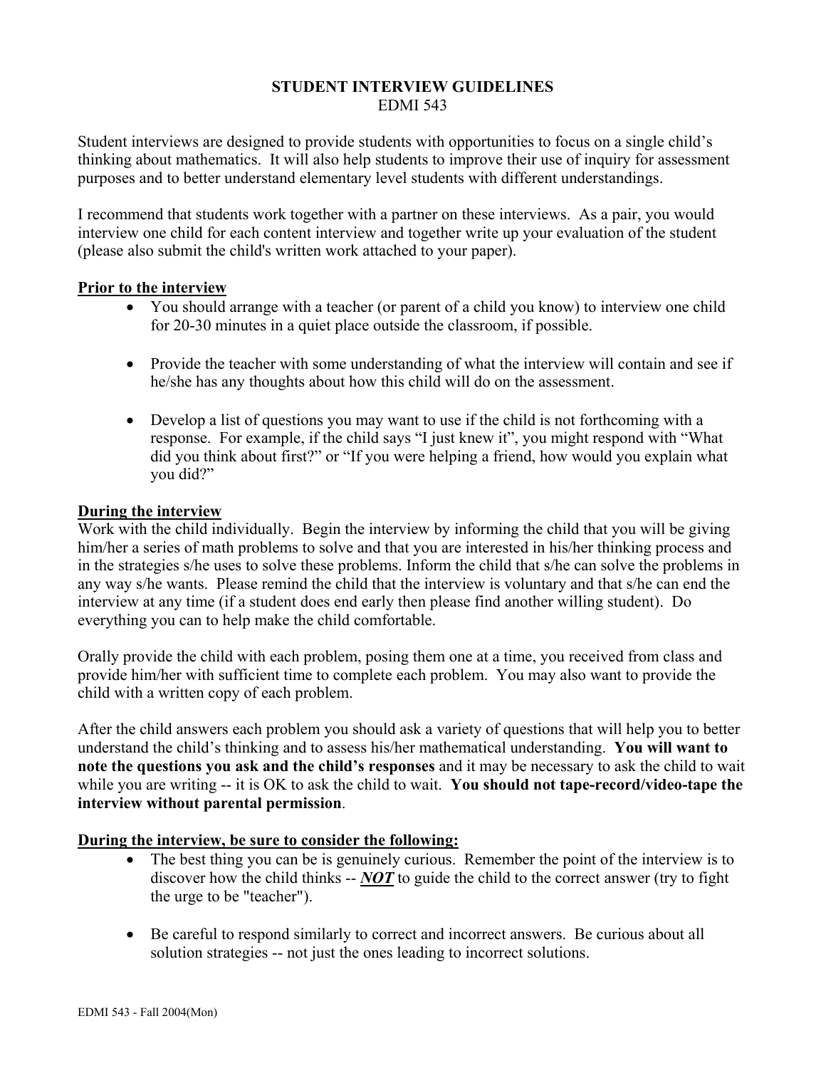# STUDENT INTERVIEW GUIDELINES
EDMI 543

Student interviews are designed to provide students with opportunities to focus on a single child's thinking about mathematics. It will also help students to improve their use of inquiry for assessment purposes and to better understand elementary level students with different understandings.

I recommend that students work together with a partner on these interviews. As a pair, you would interview one child for each content interview and together write up your evaluation of the student (please also submit the child's written work attached to your paper).

**Prior to the interview**

- You should arrange with a teacher (or parent of a child you know) to interview one child for 20-30 minutes in a quiet place outside the classroom, if possible.
- Provide the teacher with some understanding of what the interview will contain and see if he/she has any thoughts about how this child will do on the assessment.
- Develop a list of questions you may want to use if the child is not forthcoming with a response. For example, if the child says "I just knew it", you might respond with "What did you think about first?" or "If you were helping a friend, how would you explain what you did?"

**During the interview**

Work with the child individually. Begin the interview by informing the child that you will be giving him/her a series of math problems to solve and that you are interested in his/her thinking process and in the strategies s/he uses to solve these problems. Inform the child that s/he can solve the problems in any way s/he wants. Please remind the child that the interview is voluntary and that s/he can end the interview at any time (if a student does end early then please find another willing student). Do everything you can to help make the child comfortable.

Orally provide the child with each problem, posing them one at a time, you received from class and provide him/her with sufficient time to complete each problem. You may also want to provide the child with a written copy of each problem.

After the child answers each problem you should ask a variety of questions that will help you to better understand the child's thinking and to assess his/her mathematical understanding. **You will want to note the questions you ask and the child's responses** and it may be necessary to ask the child to wait while you are writing -- it is OK to ask the child to wait. **You should not tape-record/video-tape the interview without parental permission**.

**During the interview, be sure to consider the following:**

- The best thing you can be is genuinely curious. Remember the point of the interview is to discover how the child thinks -- ***NOT*** to guide the child to the correct answer (try to fight the urge to be "teacher").
- Be careful to respond similarly to correct and incorrect answers. Be curious about all solution strategies -- not just the ones leading to incorrect solutions.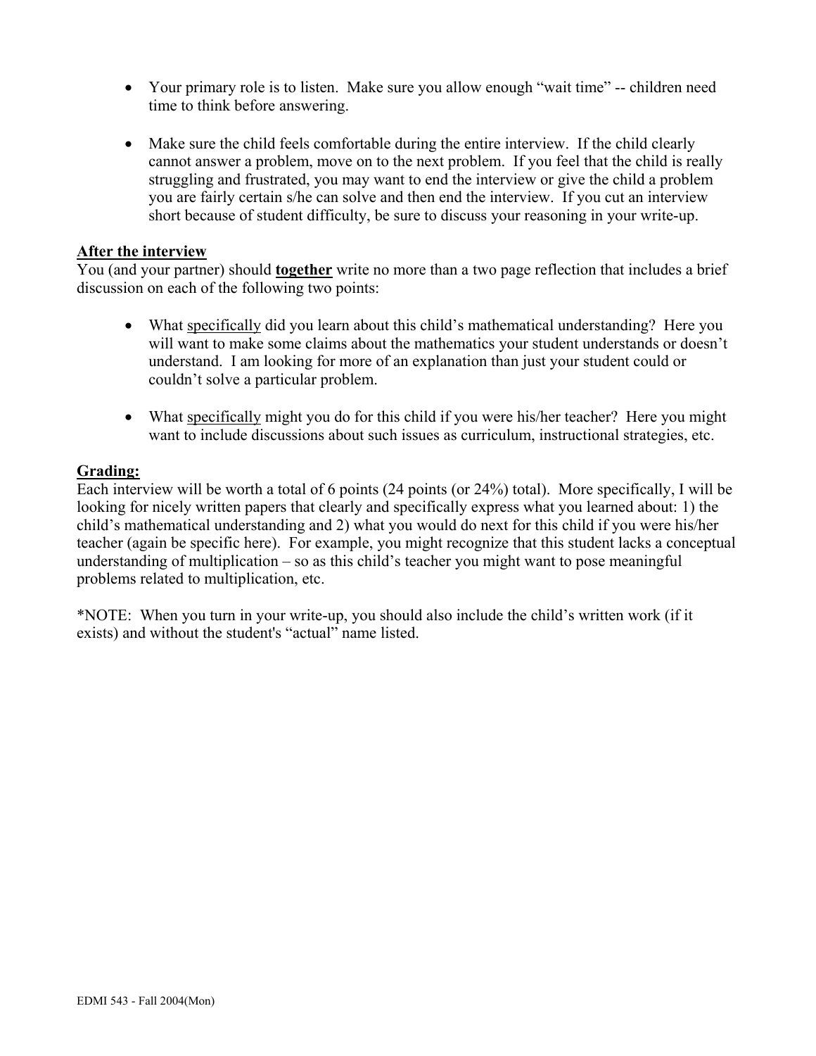- Your primary role is to listen. Make sure you allow enough "wait time" -- children need time to think before answering.

- Make sure the child feels comfortable during the entire interview. If the child clearly cannot answer a problem, move on to the next problem. If you feel that the child is really struggling and frustrated, you may want to end the interview or give the child a problem you are fairly certain s/he can solve and then end the interview. If you cut an interview short because of student difficulty, be sure to discuss your reasoning in your write-up.

**After the interview**

You (and your partner) should **together** write no more than a two page reflection that includes a brief discussion on each of the following two points:

- What specifically did you learn about this child's mathematical understanding? Here you will want to make some claims about the mathematics your student understands or doesn't understand. I am looking for more of an explanation than just your student could or couldn't solve a particular problem.

- What specifically might you do for this child if you were his/her teacher? Here you might want to include discussions about such issues as curriculum, instructional strategies, etc.

**Grading:**

Each interview will be worth a total of 6 points (24 points (or 24%) total). More specifically, I will be looking for nicely written papers that clearly and specifically express what you learned about: 1) the child's mathematical understanding and 2) what you would do next for this child if you were his/her teacher (again be specific here). For example, you might recognize that this student lacks a conceptual understanding of multiplication – so as this child's teacher you might want to pose meaningful problems related to multiplication, etc.

*NOTE: When you turn in your write-up, you should also include the child's written work (if it exists) and without the student's "actual" name listed.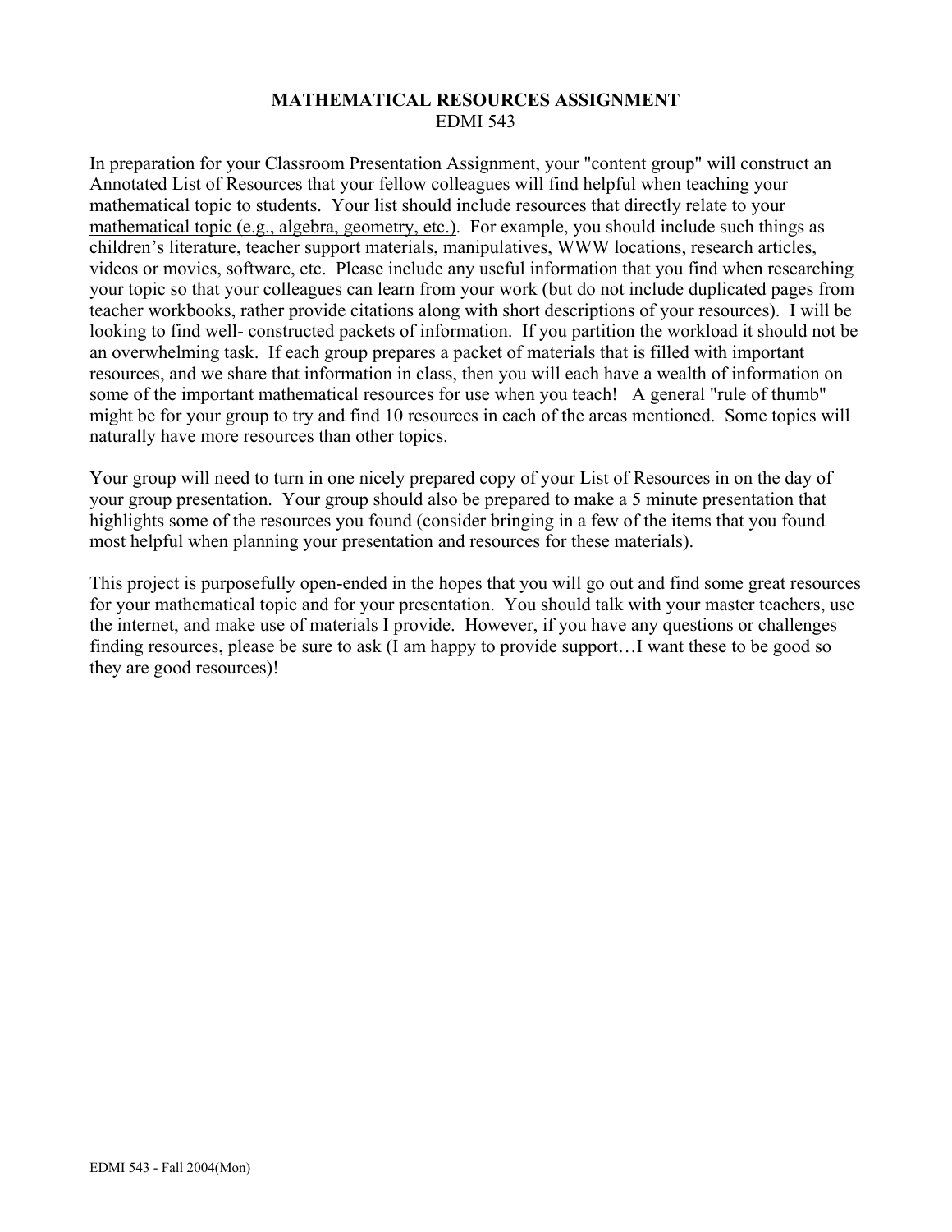# MATHEMATICAL RESOURCES ASSIGNMENT

EDMI 543

In preparation for your Classroom Presentation Assignment, your "content group" will construct an Annotated List of Resources that your fellow colleagues will find helpful when teaching your mathematical topic to students. Your list should include resources that <u>directly relate to your mathematical topic (e.g., algebra, geometry, etc.)</u>. For example, you should include such things as children's literature, teacher support materials, manipulatives, WWW locations, research articles, videos or movies, software, etc. Please include any useful information that you find when researching your topic so that your colleagues can learn from your work (but do not include duplicated pages from teacher workbooks, rather provide citations along with short descriptions of your resources). I will be looking to find well- constructed packets of information. If you partition the workload it should not be an overwhelming task. If each group prepares a packet of materials that is filled with important resources, and we share that information in class, then you will each have a wealth of information on some of the important mathematical resources for use when you teach! A general "rule of thumb" might be for your group to try and find 10 resources in each of the areas mentioned. Some topics will naturally have more resources than other topics.

Your group will need to turn in one nicely prepared copy of your List of Resources in on the day of your group presentation. Your group should also be prepared to make a 5 minute presentation that highlights some of the resources you found (consider bringing in a few of the items that you found most helpful when planning your presentation and resources for these materials).

This project is purposefully open-ended in the hopes that you will go out and find some great resources for your mathematical topic and for your presentation. You should talk with your master teachers, use the internet, and make use of materials I provide. However, if you have any questions or challenges finding resources, please be sure to ask (I am happy to provide support…I want these to be good so they are good resources)!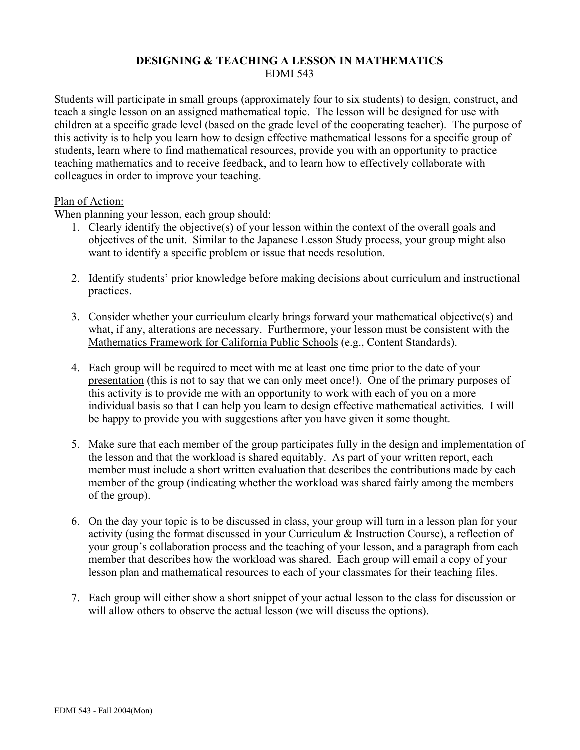# DESIGNING & TEACHING A LESSON IN MATHEMATICS

EDMI 543

Students will participate in small groups (approximately four to six students) to design, construct, and teach a single lesson on an assigned mathematical topic. The lesson will be designed for use with children at a specific grade level (based on the grade level of the cooperating teacher). The purpose of this activity is to help you learn how to design effective mathematical lessons for a specific group of students, learn where to find mathematical resources, provide you with an opportunity to practice teaching mathematics and to receive feedback, and to learn how to effectively collaborate with colleagues in order to improve your teaching.

Plan of Action:

When planning your lesson, each group should:

1. Clearly identify the objective(s) of your lesson within the context of the overall goals and objectives of the unit. Similar to the Japanese Lesson Study process, your group might also want to identify a specific problem or issue that needs resolution.

2. Identify students' prior knowledge before making decisions about curriculum and instructional practices.

3. Consider whether your curriculum clearly brings forward your mathematical objective(s) and what, if any, alterations are necessary. Furthermore, your lesson must be consistent with the Mathematics Framework for California Public Schools (e.g., Content Standards).

4. Each group will be required to meet with me at least one time prior to the date of your presentation (this is not to say that we can only meet once!). One of the primary purposes of this activity is to provide me with an opportunity to work with each of you on a more individual basis so that I can help you learn to design effective mathematical activities. I will be happy to provide you with suggestions after you have given it some thought.

5. Make sure that each member of the group participates fully in the design and implementation of the lesson and that the workload is shared equitably. As part of your written report, each member must include a short written evaluation that describes the contributions made by each member of the group (indicating whether the workload was shared fairly among the members of the group).

6. On the day your topic is to be discussed in class, your group will turn in a lesson plan for your activity (using the format discussed in your Curriculum & Instruction Course), a reflection of your group's collaboration process and the teaching of your lesson, and a paragraph from each member that describes how the workload was shared. Each group will email a copy of your lesson plan and mathematical resources to each of your classmates for their teaching files.

7. Each group will either show a short snippet of your actual lesson to the class for discussion or will allow others to observe the actual lesson (we will discuss the options).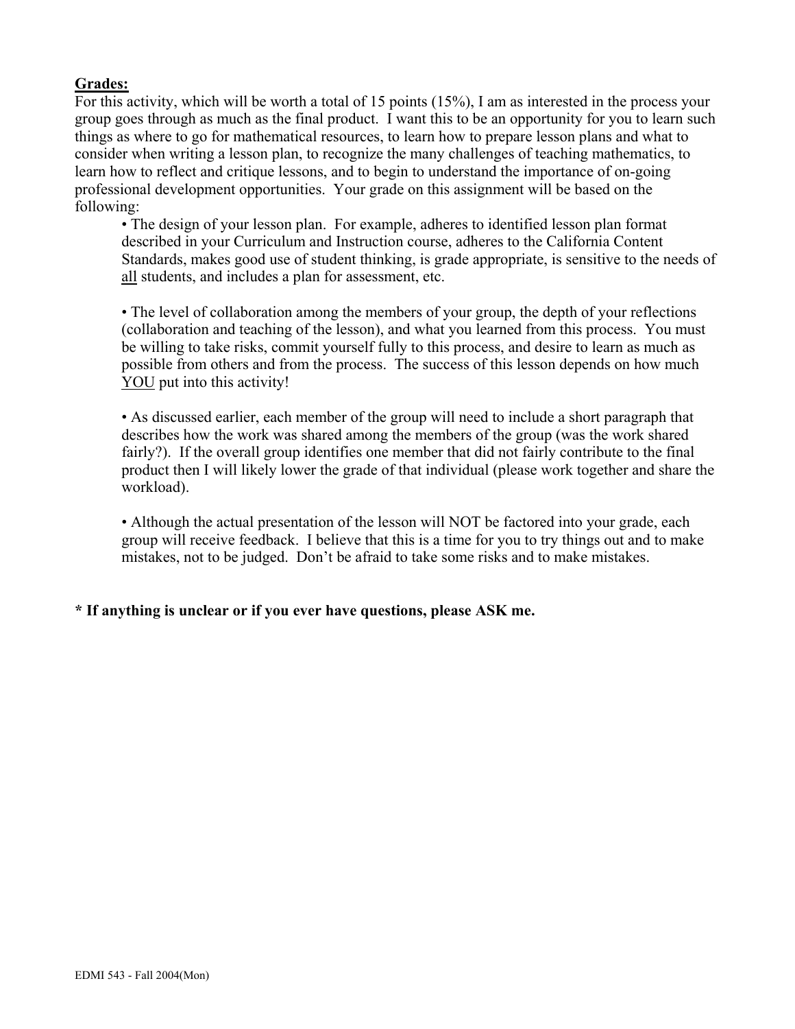**<u>Grades:</u>**

For this activity, which will be worth a total of 15 points (15%), I am as interested in the process your group goes through as much as the final product. I want this to be an opportunity for you to learn such things as where to go for mathematical resources, to learn how to prepare lesson plans and what to consider when writing a lesson plan, to recognize the many challenges of teaching mathematics, to learn how to reflect and critique lessons, and to begin to understand the importance of on-going professional development opportunities. Your grade on this assignment will be based on the following:

- The design of your lesson plan. For example, adheres to identified lesson plan format described in your Curriculum and Instruction course, adheres to the California Content Standards, makes good use of student thinking, is grade appropriate, is sensitive to the needs of <u>all</u> students, and includes a plan for assessment, etc.

- The level of collaboration among the members of your group, the depth of your reflections (collaboration and teaching of the lesson), and what you learned from this process. You must be willing to take risks, commit yourself fully to this process, and desire to learn as much as possible from others and from the process. The success of this lesson depends on how much <u>YOU</u> put into this activity!

- As discussed earlier, each member of the group will need to include a short paragraph that describes how the work was shared among the members of the group (was the work shared fairly?). If the overall group identifies one member that did not fairly contribute to the final product then I will likely lower the grade of that individual (please work together and share the workload).

- Although the actual presentation of the lesson will NOT be factored into your grade, each group will receive feedback. I believe that this is a time for you to try things out and to make mistakes, not to be judged. Don't be afraid to take some risks and to make mistakes.

**\* If anything is unclear or if you ever have questions, please ASK me.**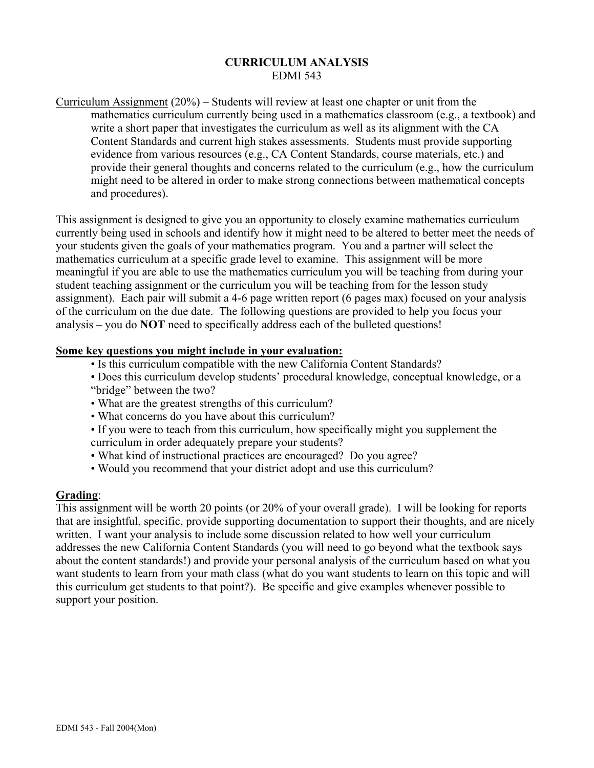# CURRICULUM ANALYSIS
## EDMI 543

<u>Curriculum Assignment</u> (20%) – Students will review at least one chapter or unit from the mathematics curriculum currently being used in a mathematics classroom (e.g., a textbook) and write a short paper that investigates the curriculum as well as its alignment with the CA Content Standards and current high stakes assessments. Students must provide supporting evidence from various resources (e.g., CA Content Standards, course materials, etc.) and provide their general thoughts and concerns related to the curriculum (e.g., how the curriculum might need to be altered in order to make strong connections between mathematical concepts and procedures).

This assignment is designed to give you an opportunity to closely examine mathematics curriculum currently being used in schools and identify how it might need to be altered to better meet the needs of your students given the goals of your mathematics program. You and a partner will select the mathematics curriculum at a specific grade level to examine. This assignment will be more meaningful if you are able to use the mathematics curriculum you will be teaching from during your student teaching assignment or the curriculum you will be teaching from for the lesson study assignment). Each pair will submit a 4-6 page written report (6 pages max) focused on your analysis of the curriculum on the due date. The following questions are provided to help you focus your analysis – you do **NOT** need to specifically address each of the bulleted questions!

**<u>Some key questions you might include in your evaluation:</u>**

- Is this curriculum compatible with the new California Content Standards?
- Does this curriculum develop students' procedural knowledge, conceptual knowledge, or a "bridge" between the two?
- What are the greatest strengths of this curriculum?
- What concerns do you have about this curriculum?
- If you were to teach from this curriculum, how specifically might you supplement the curriculum in order adequately prepare your students?
- What kind of instructional practices are encouraged? Do you agree?
- Would you recommend that your district adopt and use this curriculum?

**<u>Grading</u>**:

This assignment will be worth 20 points (or 20% of your overall grade). I will be looking for reports that are insightful, specific, provide supporting documentation to support their thoughts, and are nicely written. I want your analysis to include some discussion related to how well your curriculum addresses the new California Content Standards (you will need to go beyond what the textbook says about the content standards!) and provide your personal analysis of the curriculum based on what you want students to learn from your math class (what do you want students to learn on this topic and will this curriculum get students to that point?). Be specific and give examples whenever possible to support your position.